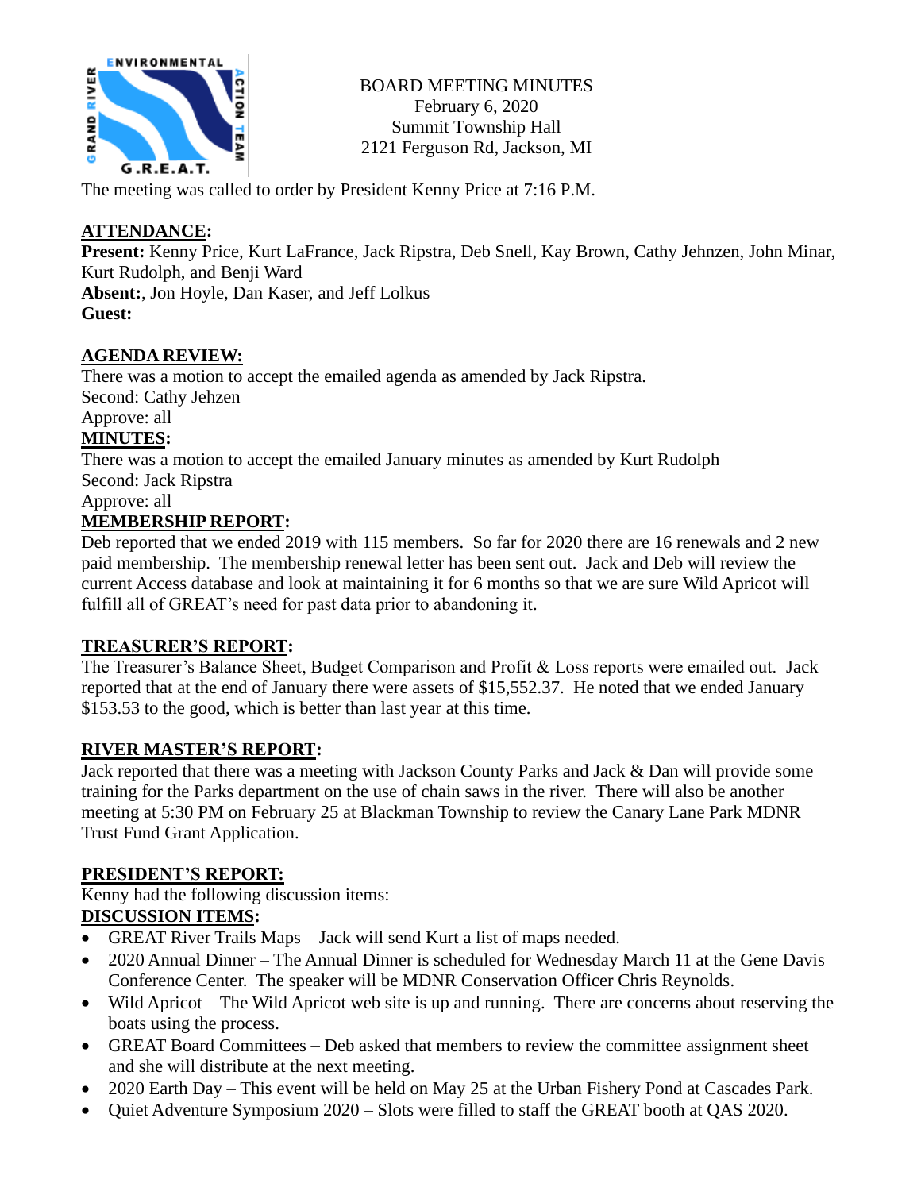BOARD MEETING MINUTES
February 6, 2020
Summit Township Hall
2121 Ferguson Rd, Jackson, MI

The meeting was called to order by President Kenny Price at 7:16 P.M.

## ATTENDANCE:

**Present:** Kenny Price, Kurt LaFrance, Jack Ripstra, Deb Snell, Kay Brown, Cathy Jehnzen, John Minar, Kurt Rudolph, and Benji Ward
**Absent:**, Jon Hoyle, Dan Kaser, and Jeff Lolkus
**Guest:**

## AGENDA REVIEW:

There was a motion to accept the emailed agenda as amended by Jack Ripstra.
Second: Cathy Jehzen
Approve: all

## MINUTES:

There was a motion to accept the emailed January minutes as amended by Kurt Rudolph
Second: Jack Ripstra
Approve: all

## MEMBERSHIP REPORT:

Deb reported that we ended 2019 with 115 members. So far for 2020 there are 16 renewals and 2 new paid membership. The membership renewal letter has been sent out. Jack and Deb will review the current Access database and look at maintaining it for 6 months so that we are sure Wild Apricot will fulfill all of GREAT's need for past data prior to abandoning it.

## TREASURER'S REPORT:

The Treasurer's Balance Sheet, Budget Comparison and Profit & Loss reports were emailed out. Jack reported that at the end of January there were assets of $15,552.37. He noted that we ended January $153.53 to the good, which is better than last year at this time.

## RIVER MASTER'S REPORT:

Jack reported that there was a meeting with Jackson County Parks and Jack & Dan will provide some training for the Parks department on the use of chain saws in the river. There will also be another meeting at 5:30 PM on February 25 at Blackman Township to review the Canary Lane Park MDNR Trust Fund Grant Application.

## PRESIDENT'S REPORT:

Kenny had the following discussion items:

## DISCUSSION ITEMS:

- GREAT River Trails Maps – Jack will send Kurt a list of maps needed.
- 2020 Annual Dinner – The Annual Dinner is scheduled for Wednesday March 11 at the Gene Davis Conference Center. The speaker will be MDNR Conservation Officer Chris Reynolds.
- Wild Apricot – The Wild Apricot web site is up and running. There are concerns about reserving the boats using the process.
- GREAT Board Committees – Deb asked that members to review the committee assignment sheet and she will distribute at the next meeting.
- 2020 Earth Day – This event will be held on May 25 at the Urban Fishery Pond at Cascades Park.
- Quiet Adventure Symposium 2020 – Slots were filled to staff the GREAT booth at QAS 2020.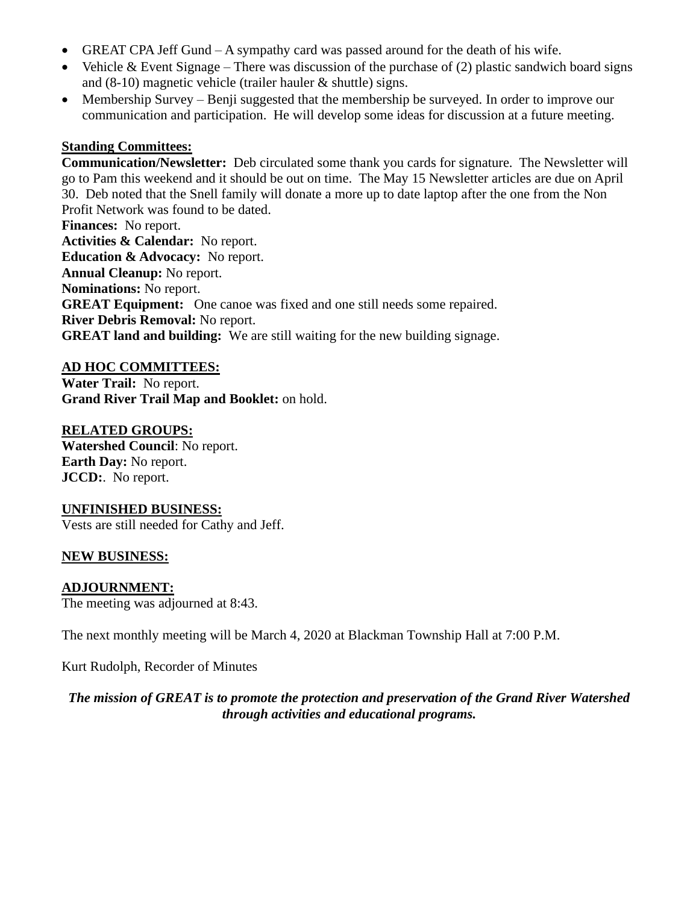- GREAT CPA Jeff Gund – A sympathy card was passed around for the death of his wife.
- Vehicle & Event Signage – There was discussion of the purchase of (2) plastic sandwich board signs and (8-10) magnetic vehicle (trailer hauler & shuttle) signs.
- Membership Survey – Benji suggested that the membership be surveyed. In order to improve our communication and participation. He will develop some ideas for discussion at a future meeting.

**Standing Committees:**

**Communication/Newsletter:** Deb circulated some thank you cards for signature. The Newsletter will go to Pam this weekend and it should be out on time. The May 15 Newsletter articles are due on April 30. Deb noted that the Snell family will donate a more up to date laptop after the one from the Non Profit Network was found to be dated.

**Finances:** No report.

**Activities & Calendar:** No report.

**Education & Advocacy:** No report.

**Annual Cleanup:** No report.

**Nominations:** No report.

**GREAT Equipment:** One canoe was fixed and one still needs some repaired.

**River Debris Removal:** No report.

**GREAT land and building:** We are still waiting for the new building signage.

**AD HOC COMMITTEES:**

**Water Trail:** No report.

**Grand River Trail Map and Booklet:** on hold.

**RELATED GROUPS:**

**Watershed Council**: No report.

**Earth Day:** No report.

**JCCD:**. No report.

**UNFINISHED BUSINESS:**

Vests are still needed for Cathy and Jeff.

**NEW BUSINESS:**

**ADJOURNMENT:**

The meeting was adjourned at 8:43.

The next monthly meeting will be March 4, 2020 at Blackman Township Hall at 7:00 P.M.

Kurt Rudolph, Recorder of Minutes

***The mission of GREAT is to promote the protection and preservation of the Grand River Watershed through activities and educational programs.***